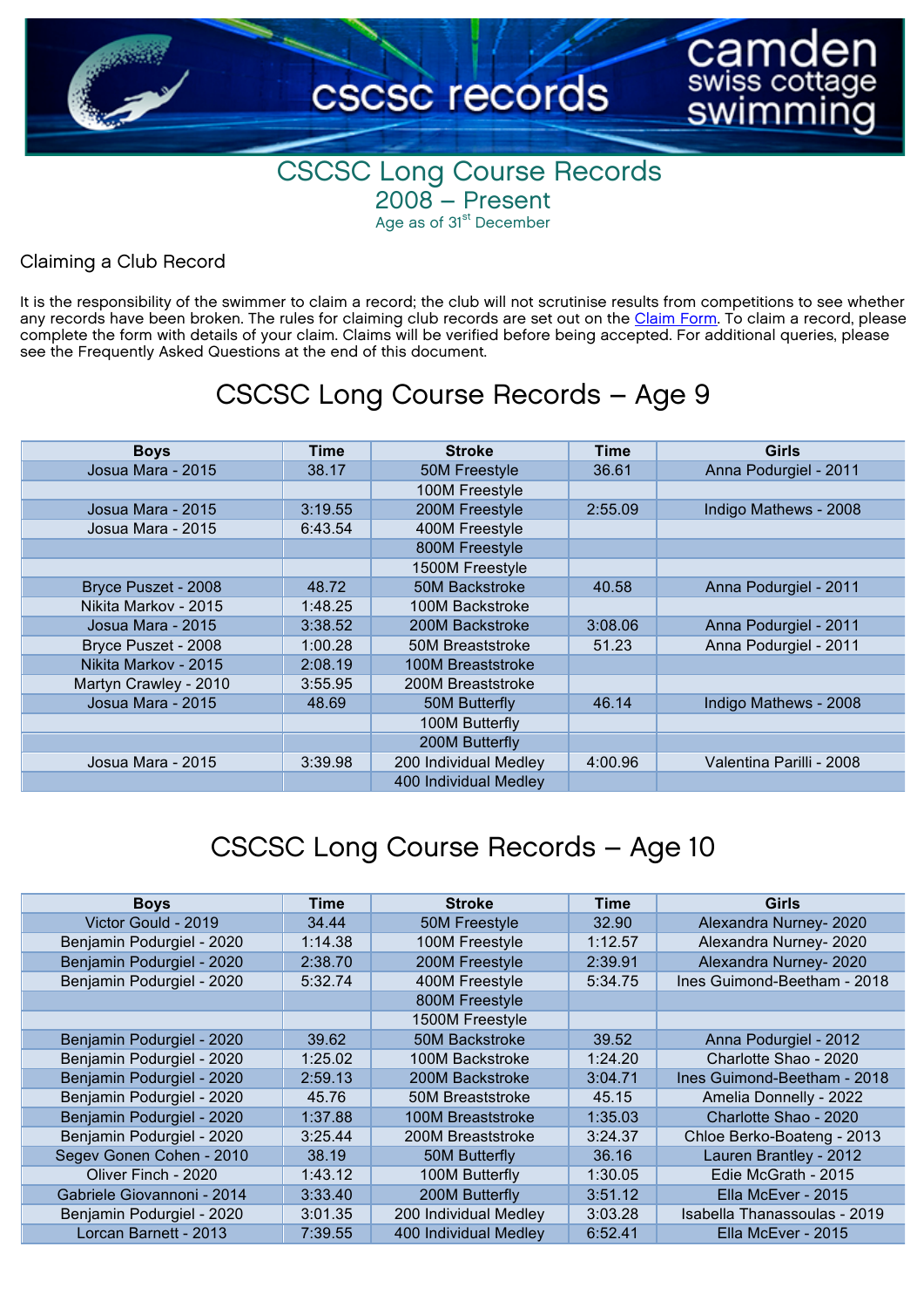# CSCSC Long Course Records

## 2008 – Present

Age as of 31st December

### Claiming a Club Record

It is the responsibility of the swimmer to claim a record; the club will not scrutinise results from competitions to see whether any records have been broken. The rules for claiming club records are set out on the Claim Form. To claim a record, please complete the form with details of your claim. Claims will be verified before being accepted. For additional queries, please see the Frequently Asked Questions at the end of this document.

## CSCSC Long Course Records – Age 9

| Boys | Time | Stroke | Time | Girls |
|---|---|---|---|---|
| Josua Mara - 2015 | 38.17 | 50M Freestyle | 36.61 | Anna Podurgiel - 2011 |
| | | 100M Freestyle | | |
| Josua Mara - 2015 | 3:19.55 | 200M Freestyle | 2:55.09 | Indigo Mathews - 2008 |
| Josua Mara - 2015 | 6:43.54 | 400M Freestyle | | |
| | | 800M Freestyle | | |
| | | 1500M Freestyle | | |
| Bryce Puszet - 2008 | 48.72 | 50M Backstroke | 40.58 | Anna Podurgiel - 2011 |
| Nikita Markov - 2015 | 1:48.25 | 100M Backstroke | | |
| Josua Mara - 2015 | 3:38.52 | 200M Backstroke | 3:08.06 | Anna Podurgiel - 2011 |
| Bryce Puszet - 2008 | 1:00.28 | 50M Breaststroke | 51.23 | Anna Podurgiel - 2011 |
| Nikita Markov - 2015 | 2:08.19 | 100M Breaststroke | | |
| Martyn Crawley - 2010 | 3:55.95 | 200M Breaststroke | | |
| Josua Mara - 2015 | 48.69 | 50M Butterfly | 46.14 | Indigo Mathews - 2008 |
| | | 100M Butterfly | | |
| | | 200M Butterfly | | |
| Josua Mara - 2015 | 3:39.98 | 200 Individual Medley | 4:00.96 | Valentina Parilli - 2008 |
| | | 400 Individual Medley | | |

## CSCSC Long Course Records – Age 10

| Boys | Time | Stroke | Time | Girls |
|---|---|---|---|---|
| Victor Gould - 2019 | 34.44 | 50M Freestyle | 32.90 | Alexandra Nurney- 2020 |
| Benjamin Podurgiel - 2020 | 1:14.38 | 100M Freestyle | 1:12.57 | Alexandra Nurney- 2020 |
| Benjamin Podurgiel - 2020 | 2:38.70 | 200M Freestyle | 2:39.91 | Alexandra Nurney- 2020 |
| Benjamin Podurgiel - 2020 | 5:32.74 | 400M Freestyle | 5:34.75 | Ines Guimond-Beetham - 2018 |
| | | 800M Freestyle | | |
| | | 1500M Freestyle | | |
| Benjamin Podurgiel - 2020 | 39.62 | 50M Backstroke | 39.52 | Anna Podurgiel - 2012 |
| Benjamin Podurgiel - 2020 | 1:25.02 | 100M Backstroke | 1:24.20 | Charlotte Shao - 2020 |
| Benjamin Podurgiel - 2020 | 2:59.13 | 200M Backstroke | 3:04.71 | Ines Guimond-Beetham - 2018 |
| Benjamin Podurgiel - 2020 | 45.76 | 50M Breaststroke | 45.15 | Amelia Donnelly - 2022 |
| Benjamin Podurgiel - 2020 | 1:37.88 | 100M Breaststroke | 1:35.03 | Charlotte Shao - 2020 |
| Benjamin Podurgiel - 2020 | 3:25.44 | 200M Breaststroke | 3:24.37 | Chloe Berko-Boateng - 2013 |
| Segev Gonen Cohen - 2010 | 38.19 | 50M Butterfly | 36.16 | Lauren Brantley - 2012 |
| Oliver Finch - 2020 | 1:43.12 | 100M Butterfly | 1:30.05 | Edie McGrath - 2015 |
| Gabriele Giovannoni - 2014 | 3:33.40 | 200M Butterfly | 3:51.12 | Ella McEver - 2015 |
| Benjamin Podurgiel - 2020 | 3:01.35 | 200 Individual Medley | 3:03.28 | Isabella Thanassoulas - 2019 |
| Lorcan Barnett - 2013 | 7:39.55 | 400 Individual Medley | 6:52.41 | Ella McEver - 2015 |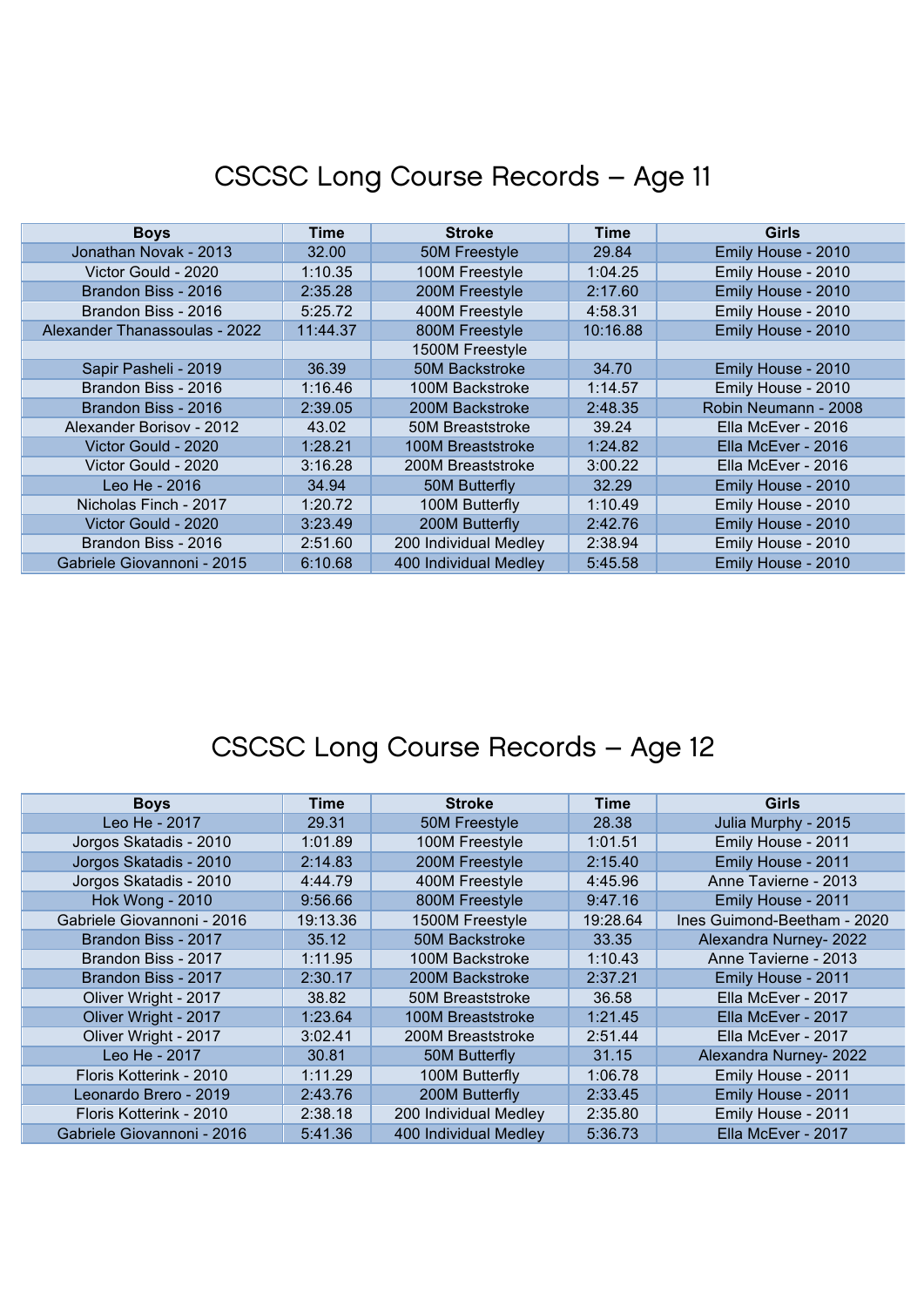# CSCSC Long Course Records – Age 11

| Boys | Time | Stroke | Time | Girls |
|---|---|---|---|---|
| Jonathan Novak - 2013 | 32.00 | 50M Freestyle | 29.84 | Emily House - 2010 |
| Victor Gould - 2020 | 1:10.35 | 100M Freestyle | 1:04.25 | Emily House - 2010 |
| Brandon Biss - 2016 | 2:35.28 | 200M Freestyle | 2:17.60 | Emily House - 2010 |
| Brandon Biss - 2016 | 5:25.72 | 400M Freestyle | 4:58.31 | Emily House - 2010 |
| Alexander Thanassoulas - 2022 | 11:44.37 | 800M Freestyle | 10:16.88 | Emily House - 2010 |
| | | 1500M Freestyle | | |
| Sapir Pasheli - 2019 | 36.39 | 50M Backstroke | 34.70 | Emily House - 2010 |
| Brandon Biss - 2016 | 1:16.46 | 100M Backstroke | 1:14.57 | Emily House - 2010 |
| Brandon Biss - 2016 | 2:39.05 | 200M Backstroke | 2:48.35 | Robin Neumann - 2008 |
| Alexander Borisov - 2012 | 43.02 | 50M Breaststroke | 39.24 | Ella McEver - 2016 |
| Victor Gould - 2020 | 1:28.21 | 100M Breaststroke | 1:24.82 | Ella McEver - 2016 |
| Victor Gould - 2020 | 3:16.28 | 200M Breaststroke | 3:00.22 | Ella McEver - 2016 |
| Leo He - 2016 | 34.94 | 50M Butterfly | 32.29 | Emily House - 2010 |
| Nicholas Finch - 2017 | 1:20.72 | 100M Butterfly | 1:10.49 | Emily House - 2010 |
| Victor Gould - 2020 | 3:23.49 | 200M Butterfly | 2:42.76 | Emily House - 2010 |
| Brandon Biss - 2016 | 2:51.60 | 200 Individual Medley | 2:38.94 | Emily House - 2010 |
| Gabriele Giovannoni - 2015 | 6:10.68 | 400 Individual Medley | 5:45.58 | Emily House - 2010 |

# CSCSC Long Course Records – Age 12

| Boys | Time | Stroke | Time | Girls |
|---|---|---|---|---|
| Leo He - 2017 | 29.31 | 50M Freestyle | 28.38 | Julia Murphy - 2015 |
| Jorgos Skatadis - 2010 | 1:01.89 | 100M Freestyle | 1:01.51 | Emily House - 2011 |
| Jorgos Skatadis - 2010 | 2:14.83 | 200M Freestyle | 2:15.40 | Emily House - 2011 |
| Jorgos Skatadis - 2010 | 4:44.79 | 400M Freestyle | 4:45.96 | Anne Tavierne - 2013 |
| Hok Wong - 2010 | 9:56.66 | 800M Freestyle | 9:47.16 | Emily House - 2011 |
| Gabriele Giovannoni - 2016 | 19:13.36 | 1500M Freestyle | 19:28.64 | Ines Guimond-Beetham - 2020 |
| Brandon Biss - 2017 | 35.12 | 50M Backstroke | 33.35 | Alexandra Nurney- 2022 |
| Brandon Biss - 2017 | 1:11.95 | 100M Backstroke | 1:10.43 | Anne Tavierne - 2013 |
| Brandon Biss - 2017 | 2:30.17 | 200M Backstroke | 2:37.21 | Emily House - 2011 |
| Oliver Wright - 2017 | 38.82 | 50M Breaststroke | 36.58 | Ella McEver - 2017 |
| Oliver Wright - 2017 | 1:23.64 | 100M Breaststroke | 1:21.45 | Ella McEver - 2017 |
| Oliver Wright - 2017 | 3:02.41 | 200M Breaststroke | 2:51.44 | Ella McEver - 2017 |
| Leo He - 2017 | 30.81 | 50M Butterfly | 31.15 | Alexandra Nurney- 2022 |
| Floris Kotterink - 2010 | 1:11.29 | 100M Butterfly | 1:06.78 | Emily House - 2011 |
| Leonardo Brero - 2019 | 2:43.76 | 200M Butterfly | 2:33.45 | Emily House - 2011 |
| Floris Kotterink - 2010 | 2:38.18 | 200 Individual Medley | 2:35.80 | Emily House - 2011 |
| Gabriele Giovannoni - 2016 | 5:41.36 | 400 Individual Medley | 5:36.73 | Ella McEver - 2017 |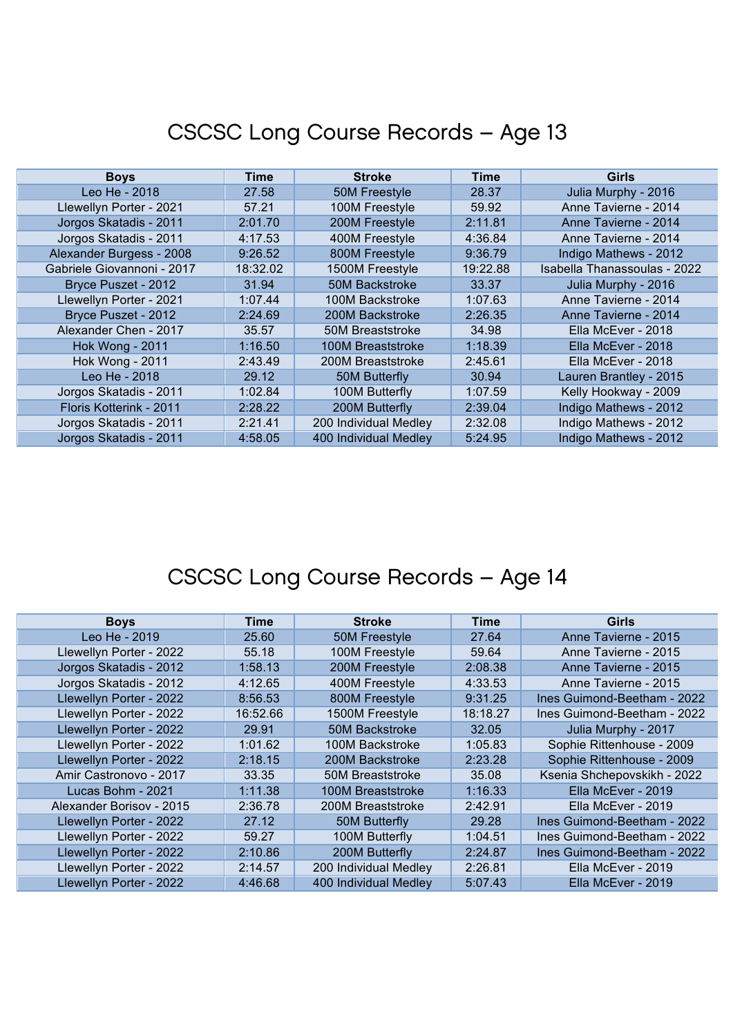# CSCSC Long Course Records – Age 13

| Boys | Time | Stroke | Time | Girls |
|---|---|---|---|---|
| Leo He - 2018 | 27.58 | 50M Freestyle | 28.37 | Julia Murphy - 2016 |
| Llewellyn Porter - 2021 | 57.21 | 100M Freestyle | 59.92 | Anne Tavierne - 2014 |
| Jorgos Skatadis - 2011 | 2:01.70 | 200M Freestyle | 2:11.81 | Anne Tavierne - 2014 |
| Jorgos Skatadis - 2011 | 4:17.53 | 400M Freestyle | 4:36.84 | Anne Tavierne - 2014 |
| Alexander Burgess - 2008 | 9:26.52 | 800M Freestyle | 9:36.79 | Indigo Mathews - 2012 |
| Gabriele Giovannoni - 2017 | 18:32.02 | 1500M Freestyle | 19:22.88 | Isabella Thanassoulas - 2022 |
| Bryce Puszet - 2012 | 31.94 | 50M Backstroke | 33.37 | Julia Murphy - 2016 |
| Llewellyn Porter - 2021 | 1:07.44 | 100M Backstroke | 1:07.63 | Anne Tavierne - 2014 |
| Bryce Puszet - 2012 | 2:24.69 | 200M Backstroke | 2:26.35 | Anne Tavierne - 2014 |
| Alexander Chen - 2017 | 35.57 | 50M Breaststroke | 34.98 | Ella McEver - 2018 |
| Hok Wong - 2011 | 1:16.50 | 100M Breaststroke | 1:18.39 | Ella McEver - 2018 |
| Hok Wong - 2011 | 2:43.49 | 200M Breaststroke | 2:45.61 | Ella McEver - 2018 |
| Leo He - 2018 | 29.12 | 50M Butterfly | 30.94 | Lauren Brantley - 2015 |
| Jorgos Skatadis - 2011 | 1:02.84 | 100M Butterfly | 1:07.59 | Kelly Hookway - 2009 |
| Floris Kotterink - 2011 | 2:28.22 | 200M Butterfly | 2:39.04 | Indigo Mathews - 2012 |
| Jorgos Skatadis - 2011 | 2:21.41 | 200 Individual Medley | 2:32.08 | Indigo Mathews - 2012 |
| Jorgos Skatadis - 2011 | 4:58.05 | 400 Individual Medley | 5:24.95 | Indigo Mathews - 2012 |

# CSCSC Long Course Records – Age 14

| Boys | Time | Stroke | Time | Girls |
|---|---|---|---|---|
| Leo He - 2019 | 25.60 | 50M Freestyle | 27.64 | Anne Tavierne - 2015 |
| Llewellyn Porter - 2022 | 55.18 | 100M Freestyle | 59.64 | Anne Tavierne - 2015 |
| Jorgos Skatadis - 2012 | 1:58.13 | 200M Freestyle | 2:08.38 | Anne Tavierne - 2015 |
| Jorgos Skatadis - 2012 | 4:12.65 | 400M Freestyle | 4:33.53 | Anne Tavierne - 2015 |
| Llewellyn Porter - 2022 | 8:56.53 | 800M Freestyle | 9:31.25 | Ines Guimond-Beetham - 2022 |
| Llewellyn Porter - 2022 | 16:52.66 | 1500M Freestyle | 18:18.27 | Ines Guimond-Beetham - 2022 |
| Llewellyn Porter - 2022 | 29.91 | 50M Backstroke | 32.05 | Julia Murphy - 2017 |
| Llewellyn Porter - 2022 | 1:01.62 | 100M Backstroke | 1:05.83 | Sophie Rittenhouse - 2009 |
| Llewellyn Porter - 2022 | 2:18.15 | 200M Backstroke | 2:23.28 | Sophie Rittenhouse - 2009 |
| Amir Castronovo - 2017 | 33.35 | 50M Breaststroke | 35.08 | Ksenia Shchepovskikh - 2022 |
| Lucas Bohm - 2021 | 1:11.38 | 100M Breaststroke | 1:16.33 | Ella McEver - 2019 |
| Alexander Borisov - 2015 | 2:36.78 | 200M Breaststroke | 2:42.91 | Ella McEver - 2019 |
| Llewellyn Porter - 2022 | 27.12 | 50M Butterfly | 29.28 | Ines Guimond-Beetham - 2022 |
| Llewellyn Porter - 2022 | 59.27 | 100M Butterfly | 1:04.51 | Ines Guimond-Beetham - 2022 |
| Llewellyn Porter - 2022 | 2:10.86 | 200M Butterfly | 2:24.87 | Ines Guimond-Beetham - 2022 |
| Llewellyn Porter - 2022 | 2:14.57 | 200 Individual Medley | 2:26.81 | Ella McEver - 2019 |
| Llewellyn Porter - 2022 | 4:46.68 | 400 Individual Medley | 5:07.43 | Ella McEver - 2019 |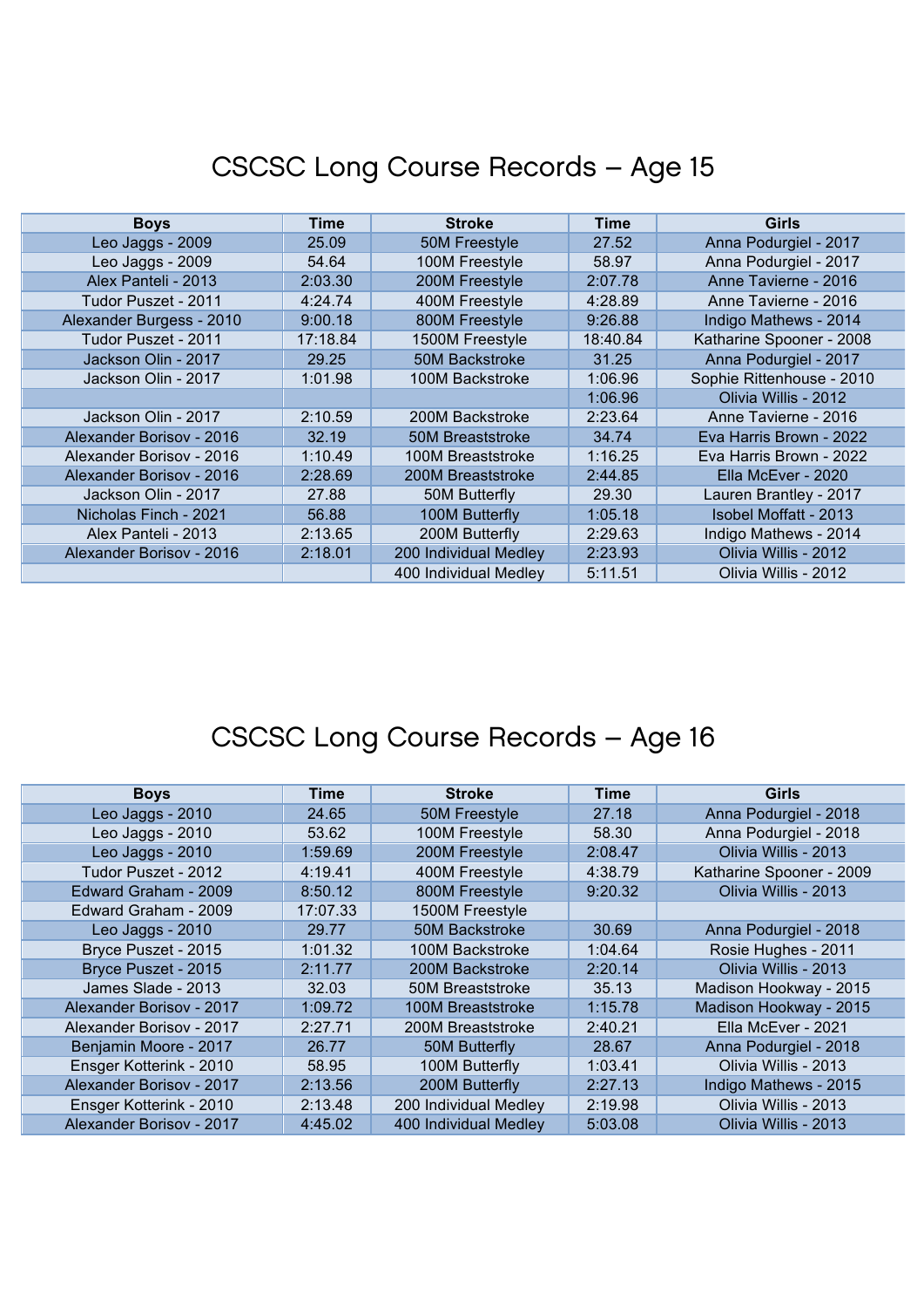# CSCSC Long Course Records – Age 15

| Boys | Time | Stroke | Time | Girls |
|---|---|---|---|---|
| Leo Jaggs - 2009 | 25.09 | 50M Freestyle | 27.52 | Anna Podurgiel - 2017 |
| Leo Jaggs - 2009 | 54.64 | 100M Freestyle | 58.97 | Anna Podurgiel - 2017 |
| Alex Panteli - 2013 | 2:03.30 | 200M Freestyle | 2:07.78 | Anne Tavierne - 2016 |
| Tudor Puszet - 2011 | 4:24.74 | 400M Freestyle | 4:28.89 | Anne Tavierne - 2016 |
| Alexander Burgess - 2010 | 9:00.18 | 800M Freestyle | 9:26.88 | Indigo Mathews - 2014 |
| Tudor Puszet - 2011 | 17:18.84 | 1500M Freestyle | 18:40.84 | Katharine Spooner - 2008 |
| Jackson Olin - 2017 | 29.25 | 50M Backstroke | 31.25 | Anna Podurgiel - 2017 |
| Jackson Olin - 2017 | 1:01.98 | 100M Backstroke | 1:06.96 | Sophie Rittenhouse - 2010 |
| | | | 1:06.96 | Olivia Willis - 2012 |
| Jackson Olin - 2017 | 2:10.59 | 200M Backstroke | 2:23.64 | Anne Tavierne - 2016 |
| Alexander Borisov - 2016 | 32.19 | 50M Breaststroke | 34.74 | Eva Harris Brown - 2022 |
| Alexander Borisov - 2016 | 1:10.49 | 100M Breaststroke | 1:16.25 | Eva Harris Brown - 2022 |
| Alexander Borisov - 2016 | 2:28.69 | 200M Breaststroke | 2:44.85 | Ella McEver - 2020 |
| Jackson Olin - 2017 | 27.88 | 50M Butterfly | 29.30 | Lauren Brantley - 2017 |
| Nicholas Finch - 2021 | 56.88 | 100M Butterfly | 1:05.18 | Isobel Moffatt - 2013 |
| Alex Panteli - 2013 | 2:13.65 | 200M Butterfly | 2:29.63 | Indigo Mathews - 2014 |
| Alexander Borisov - 2016 | 2:18.01 | 200 Individual Medley | 2:23.93 | Olivia Willis - 2012 |
| | | 400 Individual Medley | 5:11.51 | Olivia Willis - 2012 |

# CSCSC Long Course Records – Age 16

| Boys | Time | Stroke | Time | Girls |
|---|---|---|---|---|
| Leo Jaggs - 2010 | 24.65 | 50M Freestyle | 27.18 | Anna Podurgiel - 2018 |
| Leo Jaggs - 2010 | 53.62 | 100M Freestyle | 58.30 | Anna Podurgiel - 2018 |
| Leo Jaggs - 2010 | 1:59.69 | 200M Freestyle | 2:08.47 | Olivia Willis - 2013 |
| Tudor Puszet - 2012 | 4:19.41 | 400M Freestyle | 4:38.79 | Katharine Spooner - 2009 |
| Edward Graham - 2009 | 8:50.12 | 800M Freestyle | 9:20.32 | Olivia Willis - 2013 |
| Edward Graham - 2009 | 17:07.33 | 1500M Freestyle | | |
| Leo Jaggs - 2010 | 29.77 | 50M Backstroke | 30.69 | Anna Podurgiel - 2018 |
| Bryce Puszet - 2015 | 1:01.32 | 100M Backstroke | 1:04.64 | Rosie Hughes - 2011 |
| Bryce Puszet - 2015 | 2:11.77 | 200M Backstroke | 2:20.14 | Olivia Willis - 2013 |
| James Slade - 2013 | 32.03 | 50M Breaststroke | 35.13 | Madison Hookway - 2015 |
| Alexander Borisov - 2017 | 1:09.72 | 100M Breaststroke | 1:15.78 | Madison Hookway - 2015 |
| Alexander Borisov - 2017 | 2:27.71 | 200M Breaststroke | 2:40.21 | Ella McEver - 2021 |
| Benjamin Moore - 2017 | 26.77 | 50M Butterfly | 28.67 | Anna Podurgiel - 2018 |
| Ensger Kotterink - 2010 | 58.95 | 100M Butterfly | 1:03.41 | Olivia Willis - 2013 |
| Alexander Borisov - 2017 | 2:13.56 | 200M Butterfly | 2:27.13 | Indigo Mathews - 2015 |
| Ensger Kotterink - 2010 | 2:13.48 | 200 Individual Medley | 2:19.98 | Olivia Willis - 2013 |
| Alexander Borisov - 2017 | 4:45.02 | 400 Individual Medley | 5:03.08 | Olivia Willis - 2013 |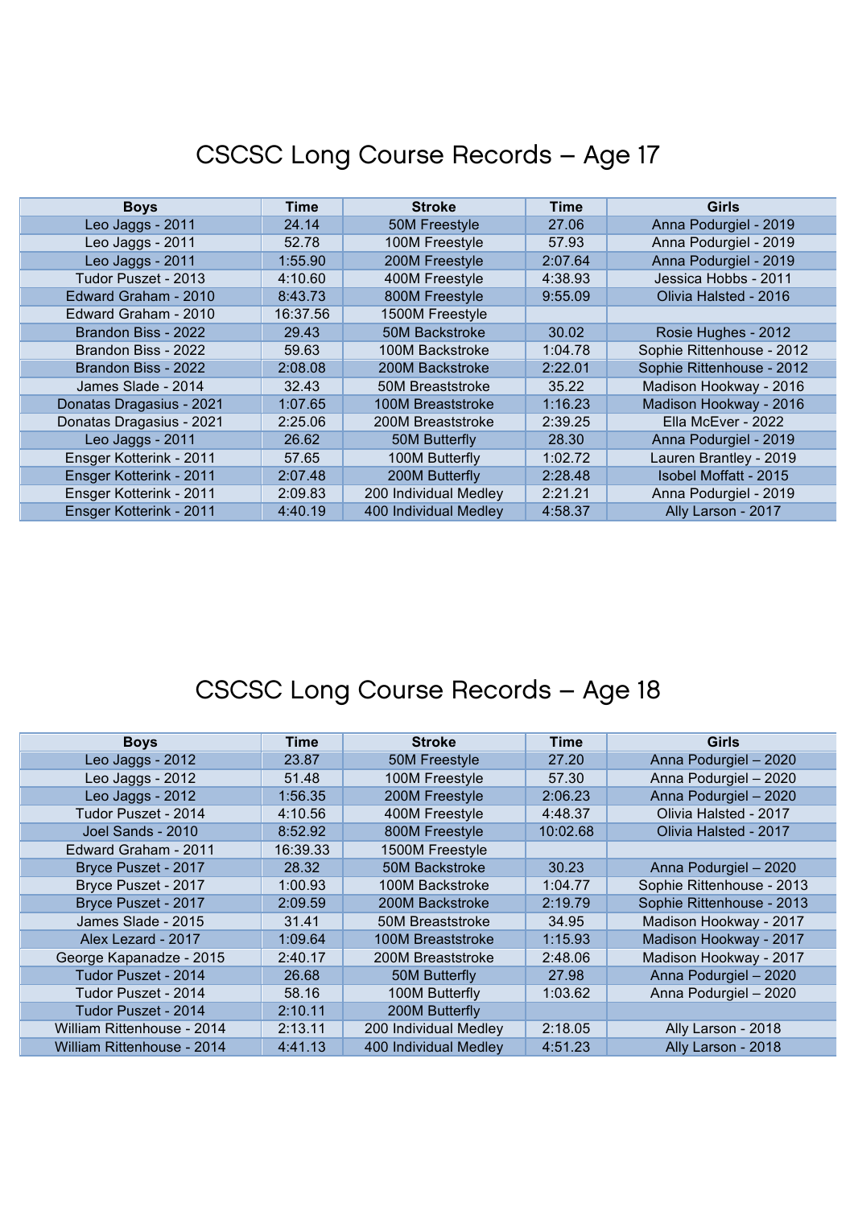# CSCSC Long Course Records – Age 17

| Boys | Time | Stroke | Time | Girls |
| --- | --- | --- | --- | --- |
| Leo Jaggs - 2011 | 24.14 | 50M Freestyle | 27.06 | Anna Podurgiel - 2019 |
| Leo Jaggs - 2011 | 52.78 | 100M Freestyle | 57.93 | Anna Podurgiel - 2019 |
| Leo Jaggs - 2011 | 1:55.90 | 200M Freestyle | 2:07.64 | Anna Podurgiel - 2019 |
| Tudor Puszet - 2013 | 4:10.60 | 400M Freestyle | 4:38.93 | Jessica Hobbs - 2011 |
| Edward Graham - 2010 | 8:43.73 | 800M Freestyle | 9:55.09 | Olivia Halsted - 2016 |
| Edward Graham - 2010 | 16:37.56 | 1500M Freestyle | | |
| Brandon Biss - 2022 | 29.43 | 50M Backstroke | 30.02 | Rosie Hughes - 2012 |
| Brandon Biss - 2022 | 59.63 | 100M Backstroke | 1:04.78 | Sophie Rittenhouse - 2012 |
| Brandon Biss - 2022 | 2:08.08 | 200M Backstroke | 2:22.01 | Sophie Rittenhouse - 2012 |
| James Slade - 2014 | 32.43 | 50M Breaststroke | 35.22 | Madison Hookway - 2016 |
| Donatas Dragasius - 2021 | 1:07.65 | 100M Breaststroke | 1:16.23 | Madison Hookway - 2016 |
| Donatas Dragasius - 2021 | 2:25.06 | 200M Breaststroke | 2:39.25 | Ella McEver - 2022 |
| Leo Jaggs - 2011 | 26.62 | 50M Butterfly | 28.30 | Anna Podurgiel - 2019 |
| Ensger Kotterink - 2011 | 57.65 | 100M Butterfly | 1:02.72 | Lauren Brantley - 2019 |
| Ensger Kotterink - 2011 | 2:07.48 | 200M Butterfly | 2:28.48 | Isobel Moffatt - 2015 |
| Ensger Kotterink - 2011 | 2:09.83 | 200 Individual Medley | 2:21.21 | Anna Podurgiel - 2019 |
| Ensger Kotterink - 2011 | 4:40.19 | 400 Individual Medley | 4:58.37 | Ally Larson - 2017 |

# CSCSC Long Course Records – Age 18

| Boys | Time | Stroke | Time | Girls |
| --- | --- | --- | --- | --- |
| Leo Jaggs - 2012 | 23.87 | 50M Freestyle | 27.20 | Anna Podurgiel – 2020 |
| Leo Jaggs - 2012 | 51.48 | 100M Freestyle | 57.30 | Anna Podurgiel – 2020 |
| Leo Jaggs - 2012 | 1:56.35 | 200M Freestyle | 2:06.23 | Anna Podurgiel – 2020 |
| Tudor Puszet - 2014 | 4:10.56 | 400M Freestyle | 4:48.37 | Olivia Halsted - 2017 |
| Joel Sands - 2010 | 8:52.92 | 800M Freestyle | 10:02.68 | Olivia Halsted - 2017 |
| Edward Graham - 2011 | 16:39.33 | 1500M Freestyle | | |
| Bryce Puszet - 2017 | 28.32 | 50M Backstroke | 30.23 | Anna Podurgiel – 2020 |
| Bryce Puszet - 2017 | 1:00.93 | 100M Backstroke | 1:04.77 | Sophie Rittenhouse - 2013 |
| Bryce Puszet - 2017 | 2:09.59 | 200M Backstroke | 2:19.79 | Sophie Rittenhouse - 2013 |
| James Slade - 2015 | 31.41 | 50M Breaststroke | 34.95 | Madison Hookway - 2017 |
| Alex Lezard - 2017 | 1:09.64 | 100M Breaststroke | 1:15.93 | Madison Hookway - 2017 |
| George Kapanadze - 2015 | 2:40.17 | 200M Breaststroke | 2:48.06 | Madison Hookway - 2017 |
| Tudor Puszet - 2014 | 26.68 | 50M Butterfly | 27.98 | Anna Podurgiel – 2020 |
| Tudor Puszet - 2014 | 58.16 | 100M Butterfly | 1:03.62 | Anna Podurgiel – 2020 |
| Tudor Puszet - 2014 | 2:10.11 | 200M Butterfly | | |
| William Rittenhouse - 2014 | 2:13.11 | 200 Individual Medley | 2:18.05 | Ally Larson - 2018 |
| William Rittenhouse - 2014 | 4:41.13 | 400 Individual Medley | 4:51.23 | Ally Larson - 2018 |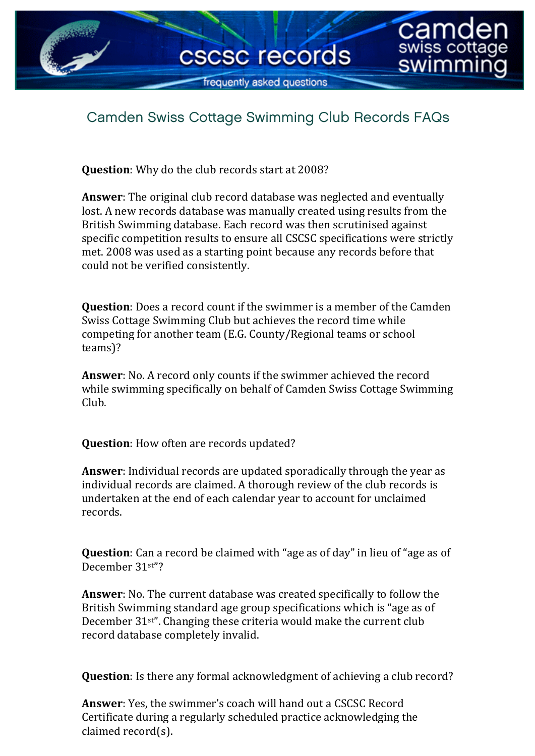# Camden Swiss Cottage Swimming Club Records FAQs

**Question**: Why do the club records start at 2008?

**Answer**: The original club record database was neglected and eventually lost. A new records database was manually created using results from the British Swimming database. Each record was then scrutinised against specific competition results to ensure all CSCSC specifications were strictly met. 2008 was used as a starting point because any records before that could not be verified consistently.

**Question**: Does a record count if the swimmer is a member of the Camden Swiss Cottage Swimming Club but achieves the record time while competing for another team (E.G. County/Regional teams or school teams)?

**Answer**: No. A record only counts if the swimmer achieved the record while swimming specifically on behalf of Camden Swiss Cottage Swimming Club.

**Question**: How often are records updated?

**Answer**: Individual records are updated sporadically through the year as individual records are claimed. A thorough review of the club records is undertaken at the end of each calendar year to account for unclaimed records.

**Question**: Can a record be claimed with "age as of day" in lieu of "age as of December 31st"?

**Answer**: No. The current database was created specifically to follow the British Swimming standard age group specifications which is "age as of December 31st". Changing these criteria would make the current club record database completely invalid.

**Question**: Is there any formal acknowledgment of achieving a club record?

**Answer**: Yes, the swimmer's coach will hand out a CSCSC Record Certificate during a regularly scheduled practice acknowledging the claimed record(s).